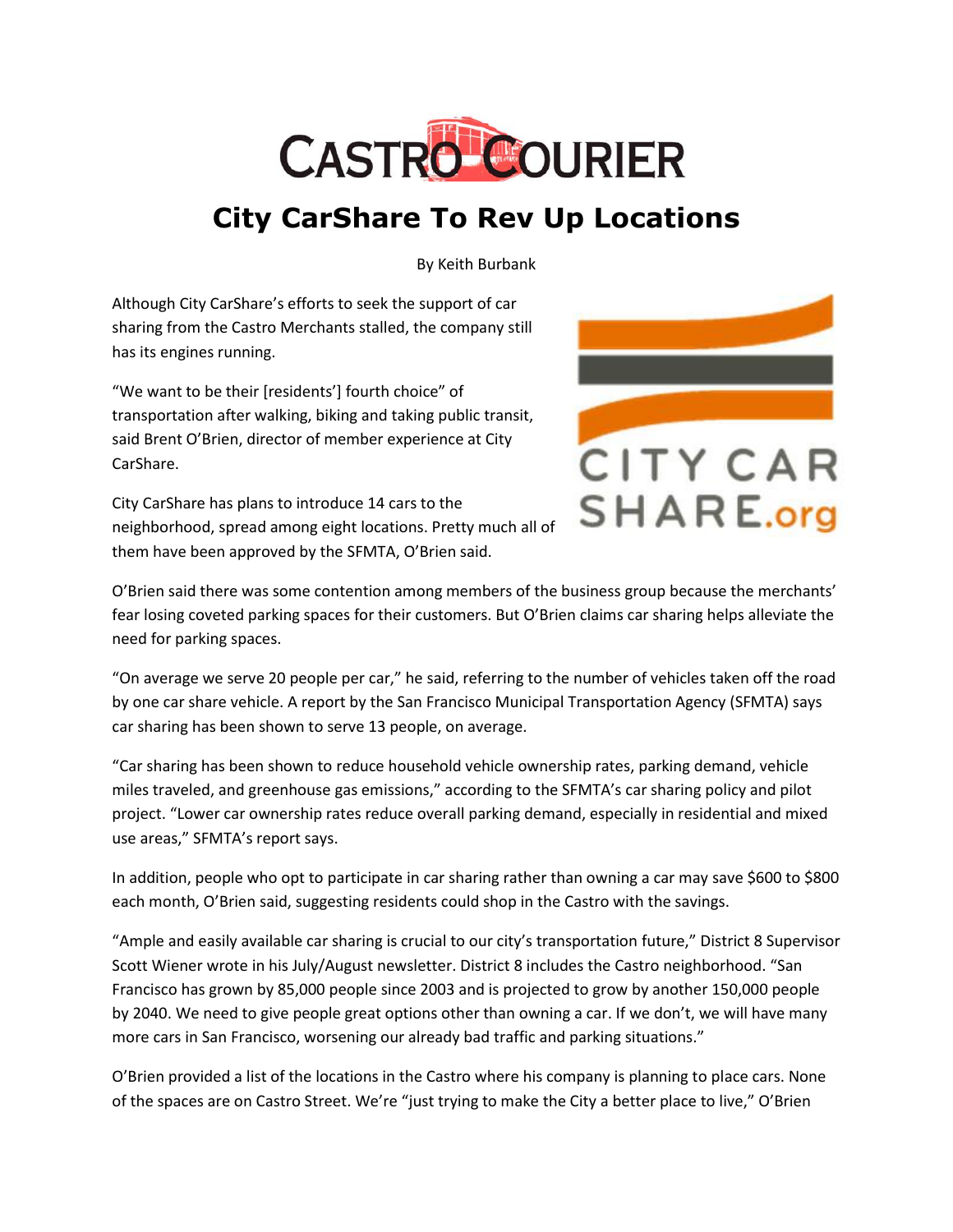# Castro Courier

## City CarShare To Rev Up Locations

By Keith Burbank

Although City CarShare's efforts to seek the support of car sharing from the Castro Merchants stalled, the company still has its engines running.

"We want to be their [residents'] fourth choice" of transportation after walking, biking and taking public transit, said Brent O'Brien, director of member experience at City CarShare.

City CarShare has plans to introduce 14 cars to the neighborhood, spread among eight locations. Pretty much all of them have been approved by the SFMTA, O'Brien said.

O'Brien said there was some contention among members of the business group because the merchants' fear losing coveted parking spaces for their customers. But O'Brien claims car sharing helps alleviate the need for parking spaces.

"On average we serve 20 people per car," he said, referring to the number of vehicles taken off the road by one car share vehicle. A report by the San Francisco Municipal Transportation Agency (SFMTA) says car sharing has been shown to serve 13 people, on average.

"Car sharing has been shown to reduce household vehicle ownership rates, parking demand, vehicle miles traveled, and greenhouse gas emissions," according to the SFMTA's car sharing policy and pilot project. "Lower car ownership rates reduce overall parking demand, especially in residential and mixed use areas," SFMTA's report says.

In addition, people who opt to participate in car sharing rather than owning a car may save $600 to $800 each month, O'Brien said, suggesting residents could shop in the Castro with the savings.

"Ample and easily available car sharing is crucial to our city's transportation future," District 8 Supervisor Scott Wiener wrote in his July/August newsletter. District 8 includes the Castro neighborhood. "San Francisco has grown by 85,000 people since 2003 and is projected to grow by another 150,000 people by 2040. We need to give people great options other than owning a car. If we don't, we will have many more cars in San Francisco, worsening our already bad traffic and parking situations."

O'Brien provided a list of the locations in the Castro where his company is planning to place cars. None of the spaces are on Castro Street. We're "just trying to make the City a better place to live," O'Brien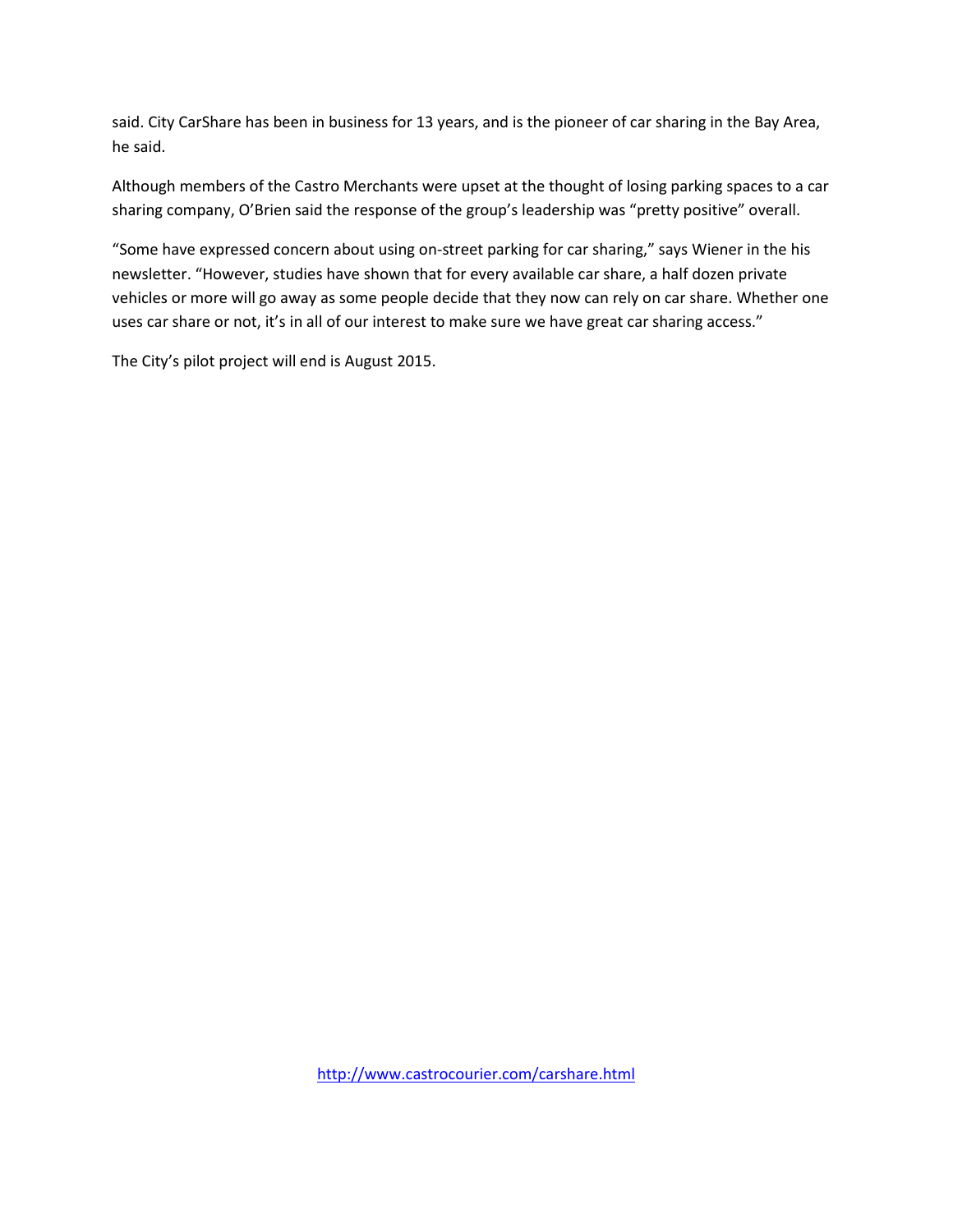said. City CarShare has been in business for 13 years, and is the pioneer of car sharing in the Bay Area, he said.

Although members of the Castro Merchants were upset at the thought of losing parking spaces to a car sharing company, O'Brien said the response of the group's leadership was "pretty positive" overall.

"Some have expressed concern about using on-street parking for car sharing," says Wiener in the his newsletter. "However, studies have shown that for every available car share, a half dozen private vehicles or more will go away as some people decide that they now can rely on car share. Whether one uses car share or not, it's in all of our interest to make sure we have great car sharing access."

The City's pilot project will end is August 2015.

http://www.castrocourier.com/carshare.html